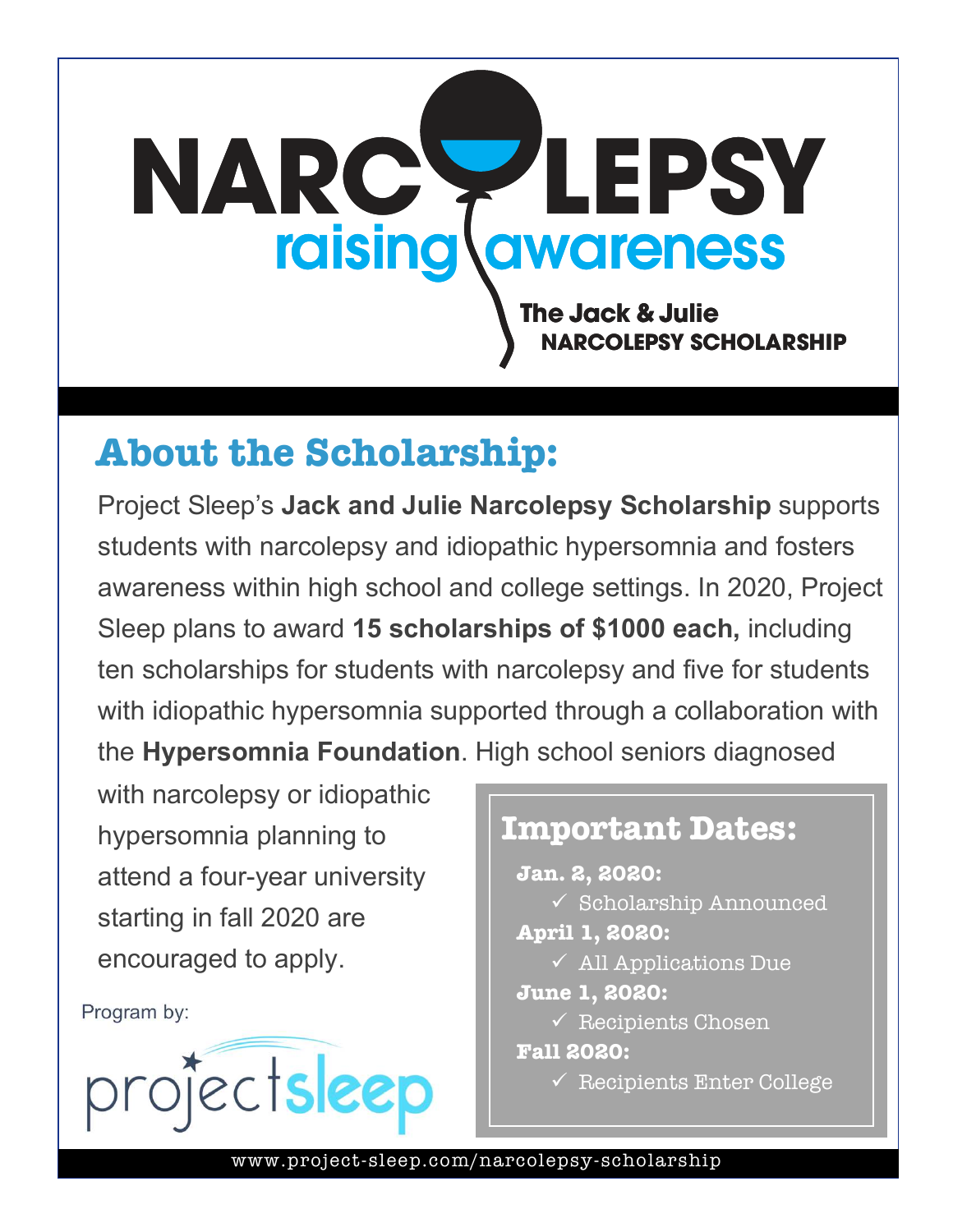# NARCOLEPSY

## raising awareness

**The Jack & Julie NARCOLEPSY SCHOLARSHIP**

## About the Scholarship:

Project Sleep's **Jack and Julie Narcolepsy Scholarship** supports students with narcolepsy and idiopathic hypersomnia and fosters awareness within high school and college settings. In 2020, Project Sleep plans to award **15 scholarships of $1000 each,** including ten scholarships for students with narcolepsy and five for students with idiopathic hypersomnia supported through a collaboration with the **Hypersomnia Foundation**. High school seniors diagnosed with narcolepsy or idiopathic hypersomnia planning to attend a four-year university starting in fall 2020 are encouraged to apply.

### Important Dates:

**Jan. 2, 2020:**
- ✓ Scholarship Announced

**April 1, 2020:**
- ✓ All Applications Due

**June 1, 2020:**
- ✓ Recipients Chosen

**Fall 2020:**
- ✓ Recipients Enter College

Program by:

projectsleep

www.project-sleep.com/narcolepsy-scholarship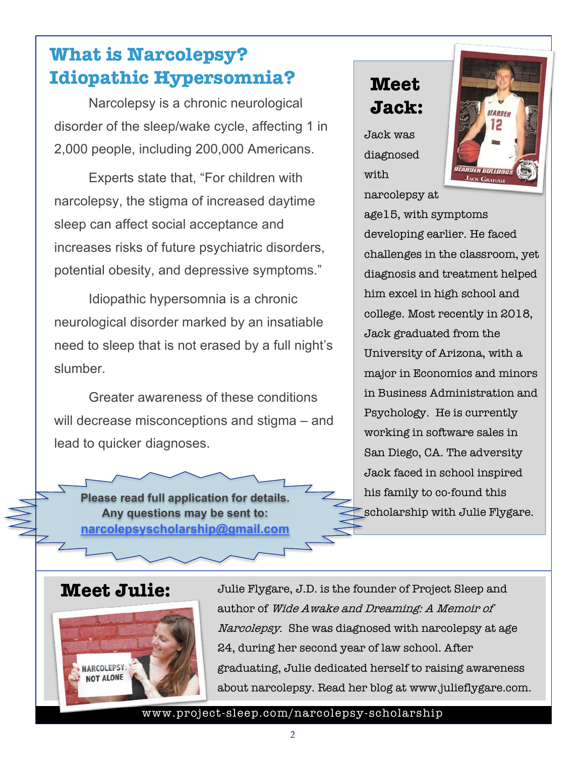# What is Narcolepsy? Idiopathic Hypersomnia?

Narcolepsy is a chronic neurological disorder of the sleep/wake cycle, affecting 1 in 2,000 people, including 200,000 Americans.

Experts state that, "For children with narcolepsy, the stigma of increased daytime sleep can affect social acceptance and increases risks of future psychiatric disorders, potential obesity, and depressive symptoms."

Idiopathic hypersomnia is a chronic neurological disorder marked by an insatiable need to sleep that is not erased by a full night's slumber.

Greater awareness of these conditions will decrease misconceptions and stigma – and lead to quicker diagnoses.

**Please read full application for details. Any questions may be sent to: narcolepsyscholarship@gmail.com**

## Meet Jack:

Jack was diagnosed with narcolepsy at age15, with symptoms developing earlier. He faced challenges in the classroom, yet diagnosis and treatment helped him excel in high school and college. Most recently in 2018, Jack graduated from the University of Arizona, with a major in Economics and minors in Business Administration and Psychology. He is currently working in software sales in San Diego, CA. The adversity Jack faced in school inspired his family to co-found this scholarship with Julie Flygare.

## Meet Julie:

Julie Flygare, J.D. is the founder of Project Sleep and author of *Wide Awake and Dreaming: A Memoir of Narcolepsy*. She was diagnosed with narcolepsy at age 24, during her second year of law school. After graduating, Julie dedicated herself to raising awareness about narcolepsy. Read her blog at www.julieflygare.com.

www.project-sleep.com/narcolepsy-scholarship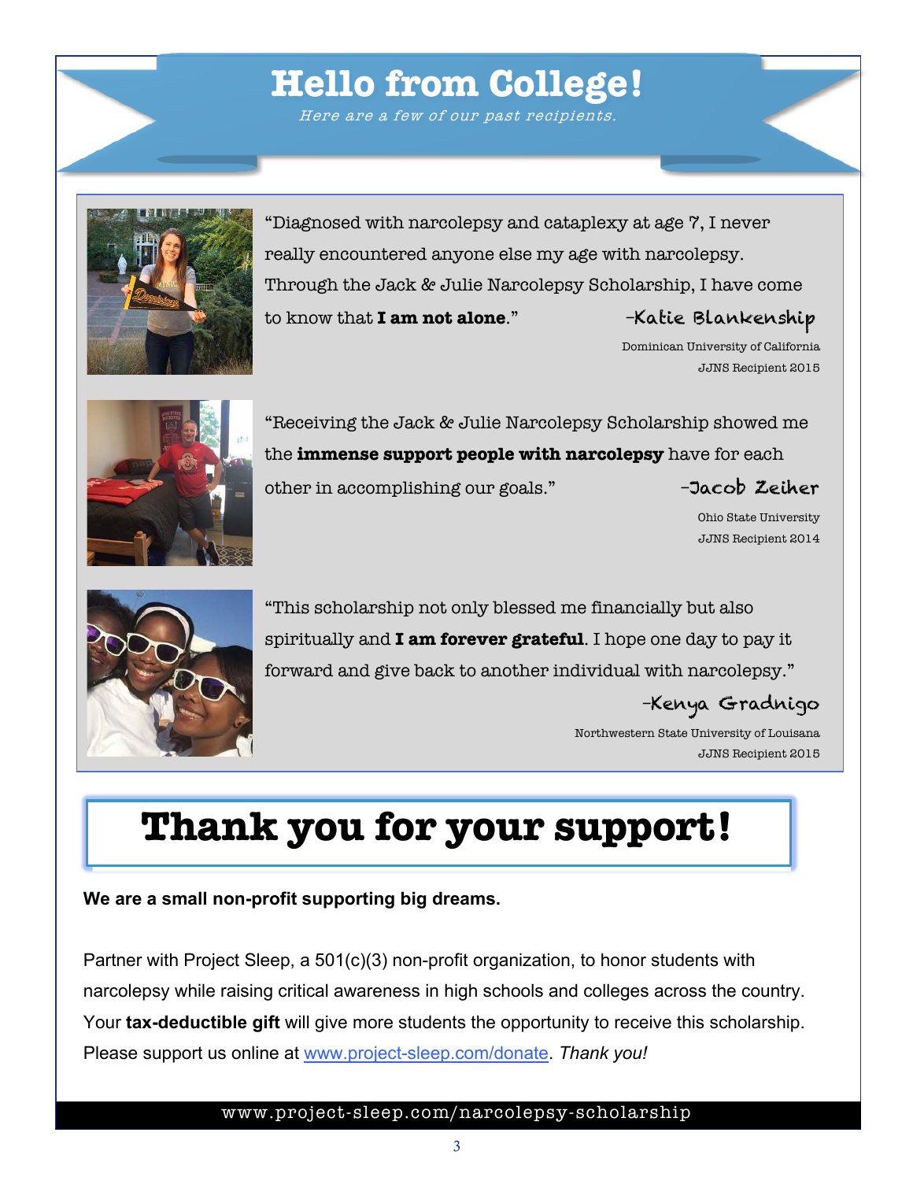# Hello from College!

*Here are a few of our past recipients.*

"Diagnosed with narcolepsy and cataplexy at age 7, I never really encountered anyone else my age with narcolepsy. Through the Jack & Julie Narcolepsy Scholarship, I have come to know that **I am not alone**."

-Katie Blankenship
Dominican University of California
JJNS Recipient 2015

"Receiving the Jack & Julie Narcolepsy Scholarship showed me the **immense support people with narcolepsy** have for each other in accomplishing our goals."

-Jacob Zeiher
Ohio State University
JJNS Recipient 2014

"This scholarship not only blessed me financially but also spiritually and **I am forever grateful**. I hope one day to pay it forward and give back to another individual with narcolepsy."

-Kenya Gradnigo
Northwestern State University of Louisana
JJNS Recipient 2015

# Thank you for your support!

**We are a small non-profit supporting big dreams.**

Partner with Project Sleep, a 501(c)(3) non-profit organization, to honor students with narcolepsy while raising critical awareness in high schools and colleges across the country. Your **tax-deductible gift** will give more students the opportunity to receive this scholarship. Please support us online at [www.project-sleep.com/donate](www.project-sleep.com/donate). *Thank you!*

www.project-sleep.com/narcolepsy-scholarship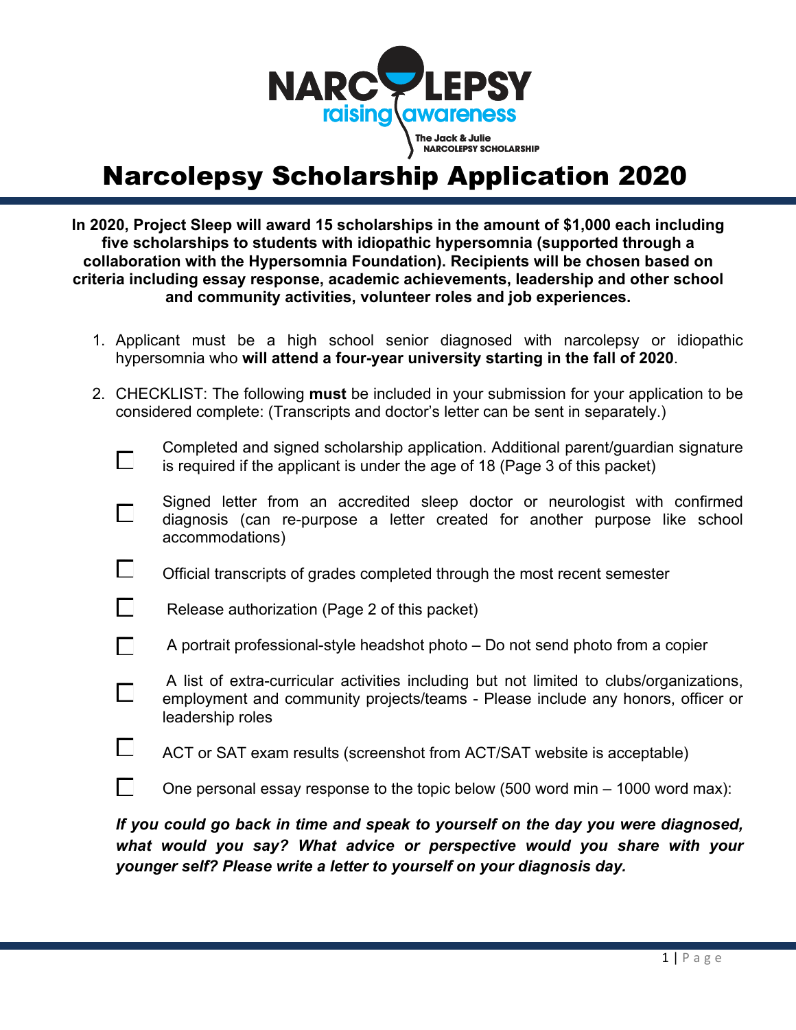NARCOLEPSY raising awareness

The Jack & Julie NARCOLEPSY SCHOLARSHIP

# Narcolepsy Scholarship Application 2020

**In 2020, Project Sleep will award 15 scholarships in the amount of $1,000 each including five scholarships to students with idiopathic hypersomnia (supported through a collaboration with the Hypersomnia Foundation). Recipients will be chosen based on criteria including essay response, academic achievements, leadership and other school and community activities, volunteer roles and job experiences.**

1. Applicant must be a high school senior diagnosed with narcolepsy or idiopathic hypersomnia who **will attend a four-year university starting in the fall of 2020**.

2. CHECKLIST: The following **must** be included in your submission for your application to be considered complete: (Transcripts and doctor's letter can be sent separately.)

   - [ ] Completed and signed scholarship application. Additional parent/guardian signature is required if the applicant is under the age of 18 (Page 3 of this packet)
   - [ ] Signed letter from an accredited sleep doctor or neurologist with confirmed diagnosis (can re-purpose a letter created for another purpose like school accommodations)
   - [ ] Official transcripts of grades completed through the most recent semester
   - [ ] Release authorization (Page 2 of this packet)
   - [ ] A portrait professional-style headshot photo – Do not send photo from a copier
   - [ ] A list of extra-curricular activities including but not limited to clubs/organizations, employment and community projects/teams - Please include any honors, officer or leadership roles
   - [ ] ACT or SAT exam results (screenshot from ACT/SAT website is acceptable)
   - [ ] One personal essay response to the topic below (500 word min – 1000 word max):

   ***If you could go back in time and speak to yourself on the day you were diagnosed, what would you say? What advice or perspective would you share with your younger self? Please write a letter to yourself on your diagnosis day.***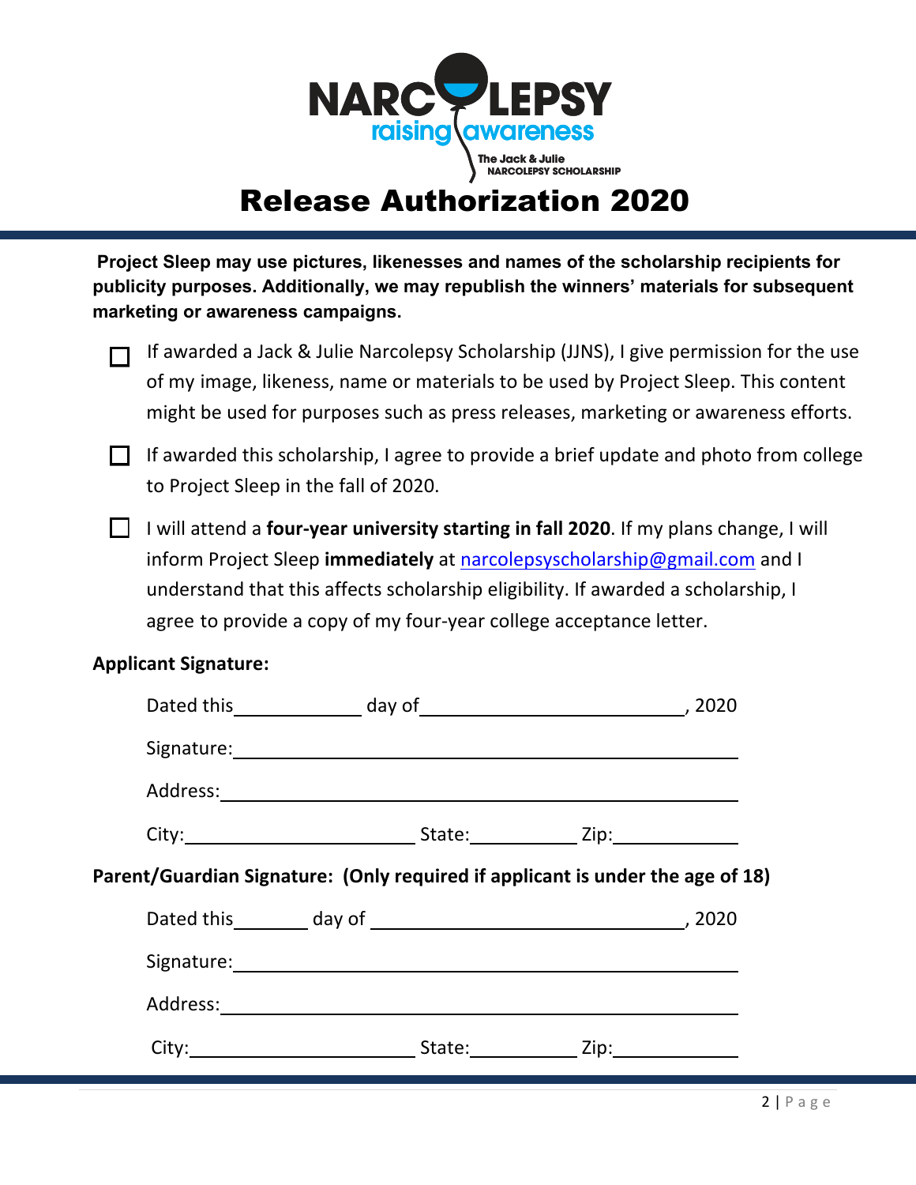NARCOLEPSY raising awareness

The Jack & Julie NARCOLEPSY SCHOLARSHIP

# Release Authorization 2020

**Project Sleep may use pictures, likenesses and names of the scholarship recipients for publicity purposes. Additionally, we may republish the winners' materials for subsequent marketing or awareness campaigns.**

- ☐ If awarded a Jack & Julie Narcolepsy Scholarship (JJNS), I give permission for the use of my image, likeness, name or materials to be used by Project Sleep. This content might be used for purposes such as press releases, marketing or awareness efforts.
- ☐ If awarded this scholarship, I agree to provide a brief update and photo from college to Project Sleep in the fall of 2020.
- ☐ I will attend a **four-year university starting in fall 2020**. If my plans change, I will inform Project Sleep **immediately** at narcolepsyscholarship@gmail.com and I understand that this affects scholarship eligibility. If awarded a scholarship, I agree to provide a copy of my four-year college acceptance letter.

**Applicant Signature:**

Dated this \_\_\_\_\_\_\_\_\_\_ day of \_\_\_\_\_\_\_\_\_\_\_\_\_\_\_\_\_\_\_\_, 2020

Signature: \_\_\_\_\_\_\_\_\_\_\_\_\_\_\_\_\_\_\_\_\_\_\_\_\_\_\_\_\_\_\_\_\_\_\_\_

Address: \_\_\_\_\_\_\_\_\_\_\_\_\_\_\_\_\_\_\_\_\_\_\_\_\_\_\_\_\_\_\_\_\_\_\_\_

City: \_\_\_\_\_\_\_\_\_\_\_\_\_\_\_\_ State: \_\_\_\_\_\_\_\_ Zip: \_\_\_\_\_\_\_\_

**Parent/Guardian Signature: (Only required if applicant is under the age of 18)**

Dated this \_\_\_\_\_\_ day of \_\_\_\_\_\_\_\_\_\_\_\_\_\_\_\_\_\_\_\_\_\_\_\_, 2020

Signature: \_\_\_\_\_\_\_\_\_\_\_\_\_\_\_\_\_\_\_\_\_\_\_\_\_\_\_\_\_\_\_\_\_\_\_\_

Address: \_\_\_\_\_\_\_\_\_\_\_\_\_\_\_\_\_\_\_\_\_\_\_\_\_\_\_\_\_\_\_\_\_\_\_\_

City: \_\_\_\_\_\_\_\_\_\_\_\_\_\_\_\_ State: \_\_\_\_\_\_\_\_ Zip: \_\_\_\_\_\_\_\_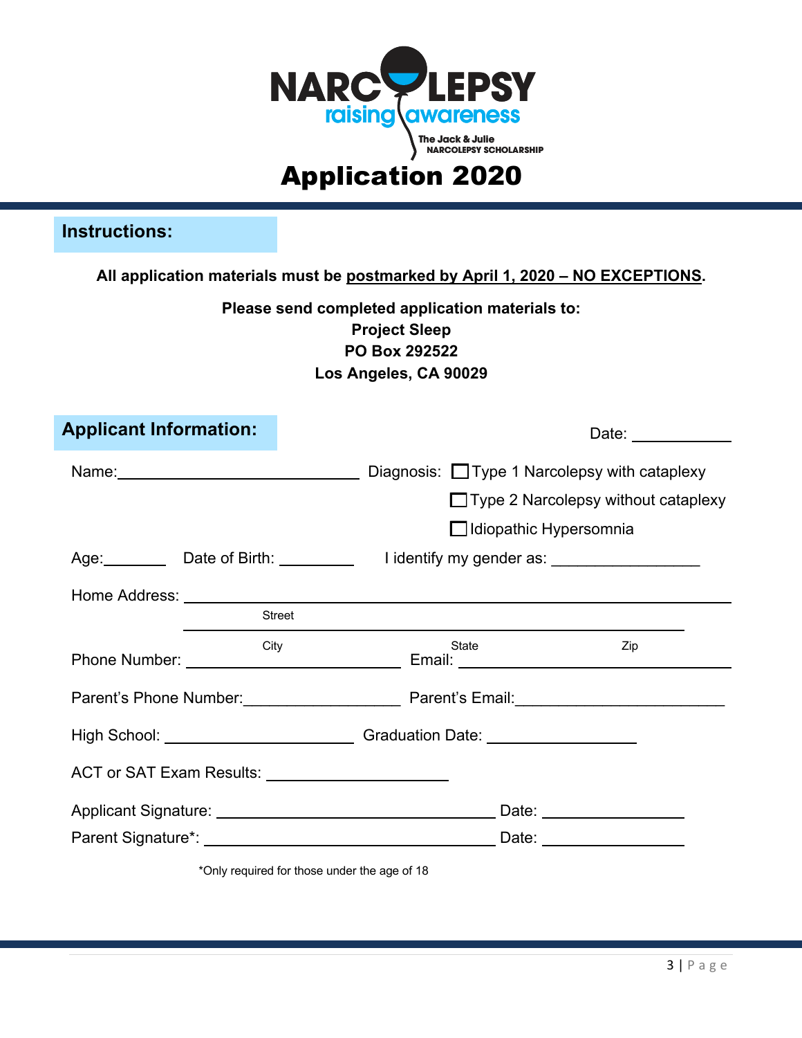NARCOLEPSY raising awareness

The Jack & Julie NARCOLEPSY SCHOLARSHIP

# Application 2020

## Instructions:

**All application materials must be postmarked by April 1, 2020 – NO EXCEPTIONS.**

**Please send completed application materials to:**
**Project Sleep**
**PO Box 292522**
**Los Angeles, CA 90029**

## Applicant Information:

Date: ____________

Name: ______________________________ Diagnosis: ☐ Type 1 Narcolepsy with cataplexy

☐ Type 2 Narcolepsy without cataplexy

☐ Idiopathic Hypersomnia

Age: ________ Date of Birth: _________ I identify my gender as: _________________

Home Address: ______________________________________________________________
Street

______________________________________________________________
City State Zip

Phone Number: ___________________________ Email: ______________________________

Parent's Phone Number: __________________ Parent's Email: ________________________

High School: ______________________ Graduation Date: _________________

ACT or SAT Exam Results: _____________________

Applicant Signature: ________________________________ Date: ________________

Parent Signature*: __________________________________ Date: ________________

*Only required for those under the age of 18